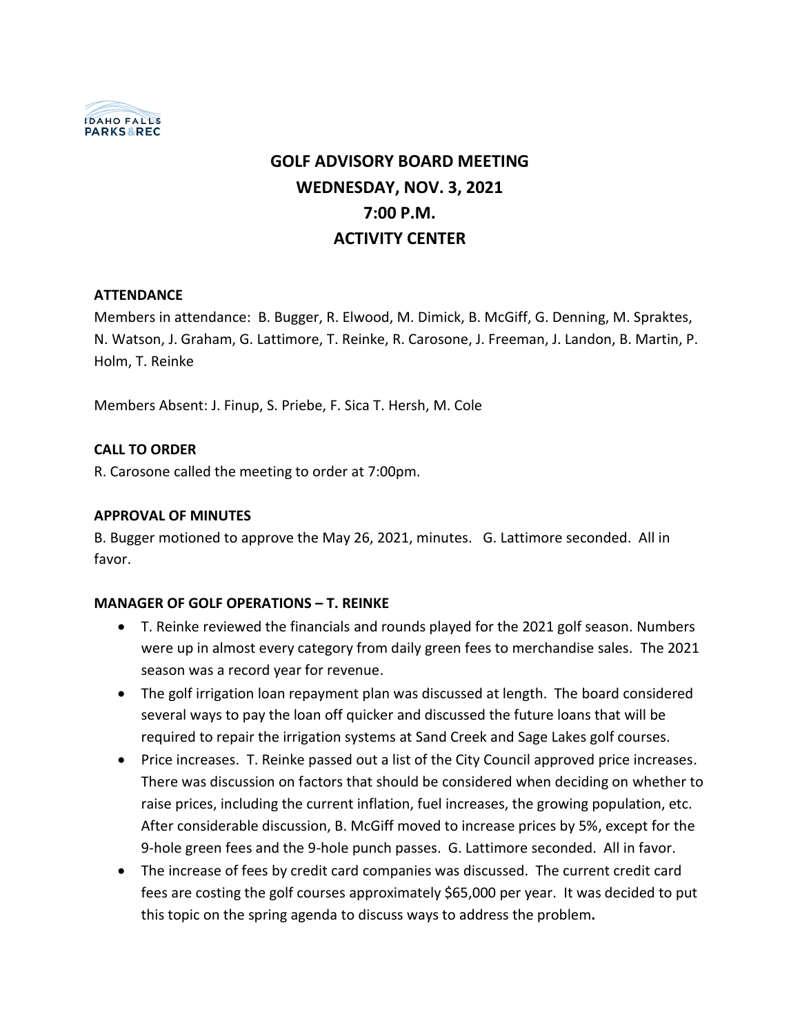# GOLF ADVISORY BOARD MEETING
# WEDNESDAY, NOV. 3, 2021
# 7:00 P.M.
# ACTIVITY CENTER

**ATTENDANCE**

Members in attendance: B. Bugger, R. Elwood, M. Dimick, B. McGiff, G. Denning, M. Spraktes, N. Watson, J. Graham, G. Lattimore, T. Reinke, R. Carosone, J. Freeman, J. Landon, B. Martin, P. Holm, T. Reinke

Members Absent: J. Finup, S. Priebe, F. Sica T. Hersh, M. Cole

**CALL TO ORDER**

R. Carosone called the meeting to order at 7:00pm.

**APPROVAL OF MINUTES**

B. Bugger motioned to approve the May 26, 2021, minutes. G. Lattimore seconded. All in favor.

**MANAGER OF GOLF OPERATIONS – T. REINKE**

- T. Reinke reviewed the financials and rounds played for the 2021 golf season. Numbers were up in almost every category from daily green fees to merchandise sales. The 2021 season was a record year for revenue.
- The golf irrigation loan repayment plan was discussed at length. The board considered several ways to pay the loan off quicker and discussed the future loans that will be required to repair the irrigation systems at Sand Creek and Sage Lakes golf courses.
- Price increases. T. Reinke passed out a list of the City Council approved price increases. There was discussion on factors that should be considered when deciding on whether to raise prices, including the current inflation, fuel increases, the growing population, etc. After considerable discussion, B. McGiff moved to increase prices by 5%, except for the 9-hole green fees and the 9-hole punch passes. G. Lattimore seconded. All in favor.
- The increase of fees by credit card companies was discussed. The current credit card fees are costing the golf courses approximately $65,000 per year. It was decided to put this topic on the spring agenda to discuss ways to address the problem.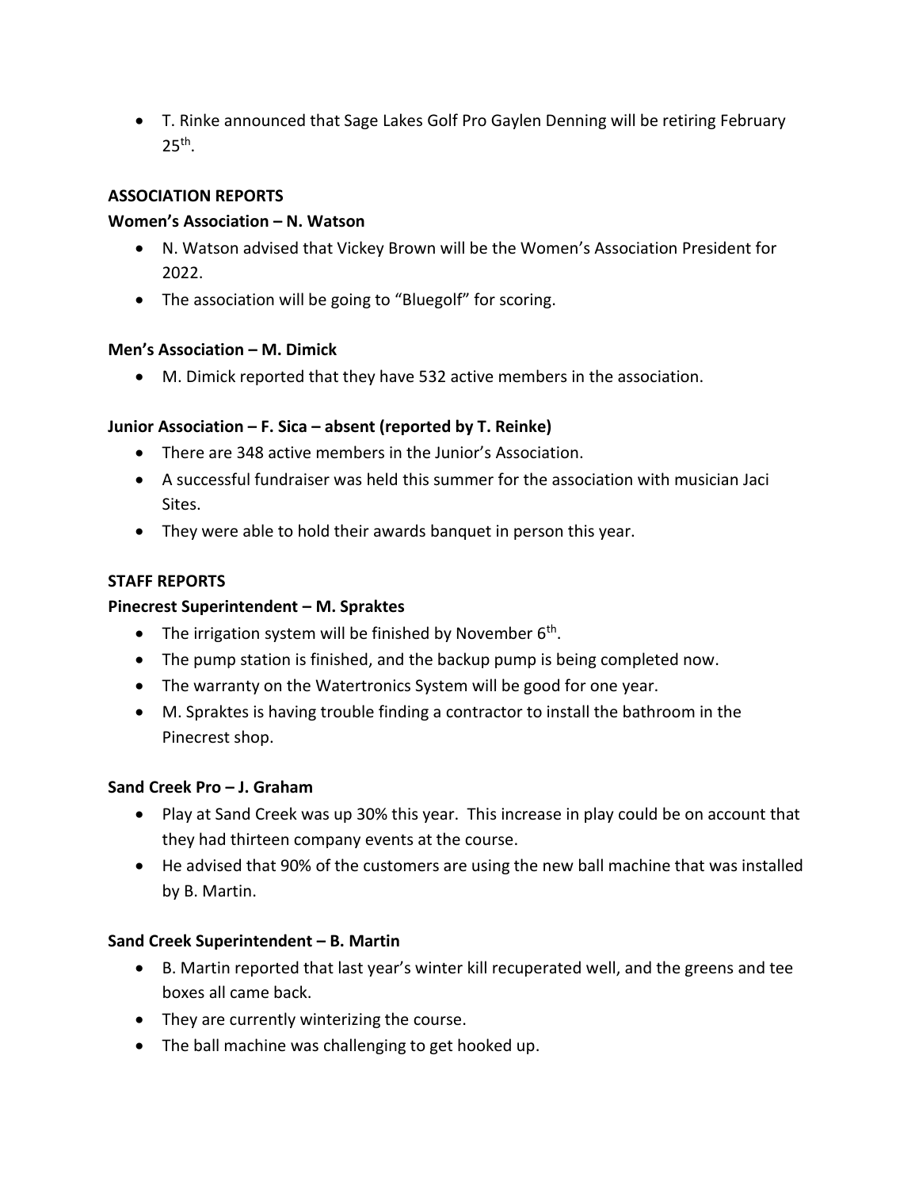- T. Rinke announced that Sage Lakes Golf Pro Gaylen Denning will be retiring February 25th.

**ASSOCIATION REPORTS**

**Women's Association – N. Watson**

- N. Watson advised that Vickey Brown will be the Women's Association President for 2022.
- The association will be going to "Bluegolf" for scoring.

**Men's Association – M. Dimick**

- M. Dimick reported that they have 532 active members in the association.

**Junior Association – F. Sica – absent (reported by T. Reinke)**

- There are 348 active members in the Junior's Association.
- A successful fundraiser was held this summer for the association with musician Jaci Sites.
- They were able to hold their awards banquet in person this year.

**STAFF REPORTS**

**Pinecrest Superintendent – M. Spraktes**

- The irrigation system will be finished by November 6th.
- The pump station is finished, and the backup pump is being completed now.
- The warranty on the Watertronics System will be good for one year.
- M. Spraktes is having trouble finding a contractor to install the bathroom in the Pinecrest shop.

**Sand Creek Pro – J. Graham**

- Play at Sand Creek was up 30% this year. This increase in play could be on account that they had thirteen company events at the course.
- He advised that 90% of the customers are using the new ball machine that was installed by B. Martin.

**Sand Creek Superintendent – B. Martin**

- B. Martin reported that last year's winter kill recuperated well, and the greens and tee boxes all came back.
- They are currently winterizing the course.
- The ball machine was challenging to get hooked up.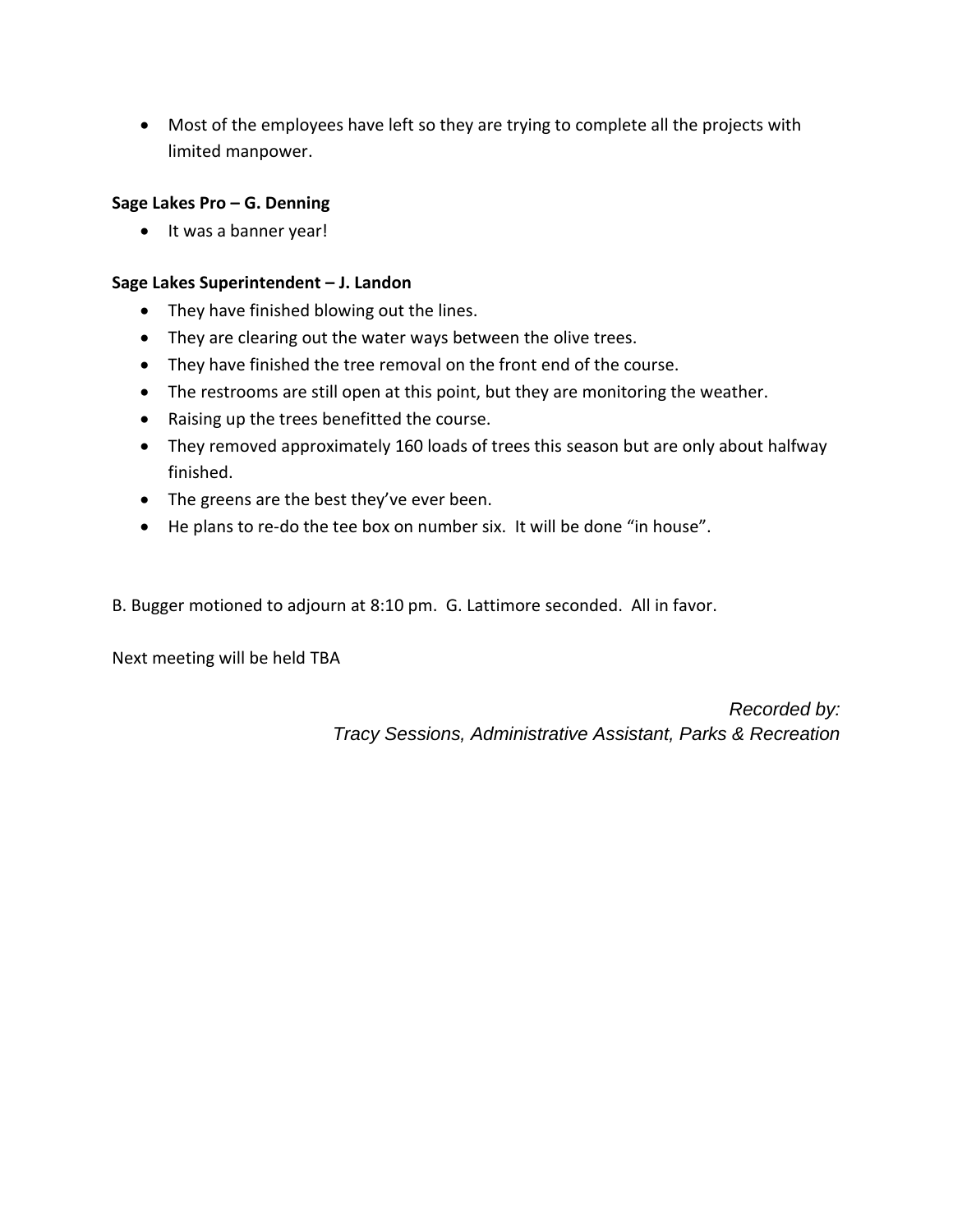- Most of the employees have left so they are trying to complete all the projects with limited manpower.

**Sage Lakes Pro – G. Denning**

- It was a banner year!

**Sage Lakes Superintendent – J. Landon**

- They have finished blowing out the lines.
- They are clearing out the water ways between the olive trees.
- They have finished the tree removal on the front end of the course.
- The restrooms are still open at this point, but they are monitoring the weather.
- Raising up the trees benefitted the course.
- They removed approximately 160 loads of trees this season but are only about halfway finished.
- The greens are the best they've ever been.
- He plans to re-do the tee box on number six. It will be done "in house".

B. Bugger motioned to adjourn at 8:10 pm. G. Lattimore seconded. All in favor.

Next meeting will be held TBA

*Recorded by:*
*Tracy Sessions, Administrative Assistant, Parks & Recreation*